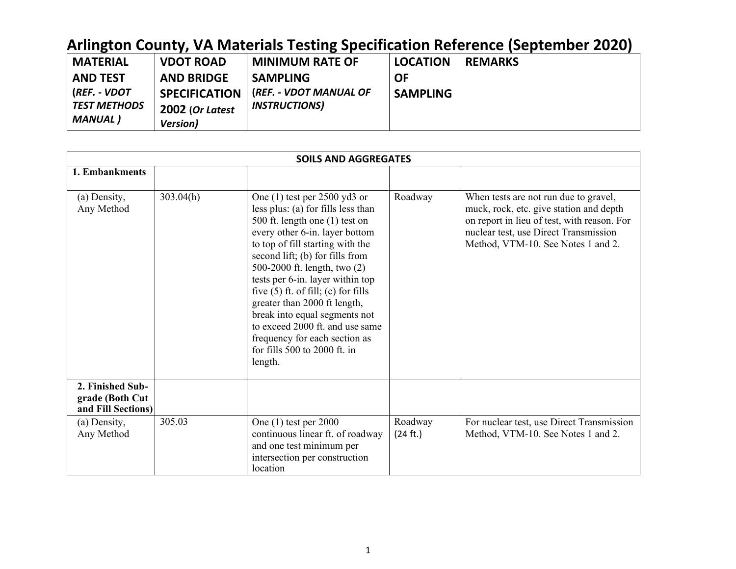# Arlington County, VA Materials Testing Specification Reference (September 2020)

| MATERIAL AND TEST (*REF. - VDOT TEST METHODS MANUAL*) | VDOT ROAD AND BRIDGE SPECIFICATION 2002 (*Or Latest Version*) | MINIMUM RATE OF SAMPLING (*REF. - VDOT MANUAL OF INSTRUCTIONS*) | LOCATION OF SAMPLING | REMARKS |
|---|---|---|---|---|
| **SOILS AND AGGREGATES** | | | | |
| **1. Embankments** | | | | |
| (a) Density, Any Method | 303.04(h) | One (1) test per 2500 yd3 or less plus: (a) for fills less than 500 ft. length one (1) test on every other 6-in. layer bottom to top of fill starting with the second lift; (b) for fills from 500-2000 ft. length, two (2) tests per 6-in. layer within top five (5) ft. of fill; (c) for fills greater than 2000 ft length, break into equal segments not to exceed 2000 ft. and use same frequency for each section as for fills 500 to 2000 ft. in length. | Roadway | When tests are not run due to gravel, muck, rock, etc. give station and depth on report in lieu of test, with reason. For nuclear test, use Direct Transmission Method, VTM-10. See Notes 1 and 2. |
| **2. Finished Sub-grade (Both Cut and Fill Sections)** | | | | |
| (a) Density, Any Method | 305.03 | One (1) test per 2000 continuous linear ft. of roadway and one test minimum per intersection per construction location | Roadway (24 ft.) | For nuclear test, use Direct Transmission Method, VTM-10. See Notes 1 and 2. |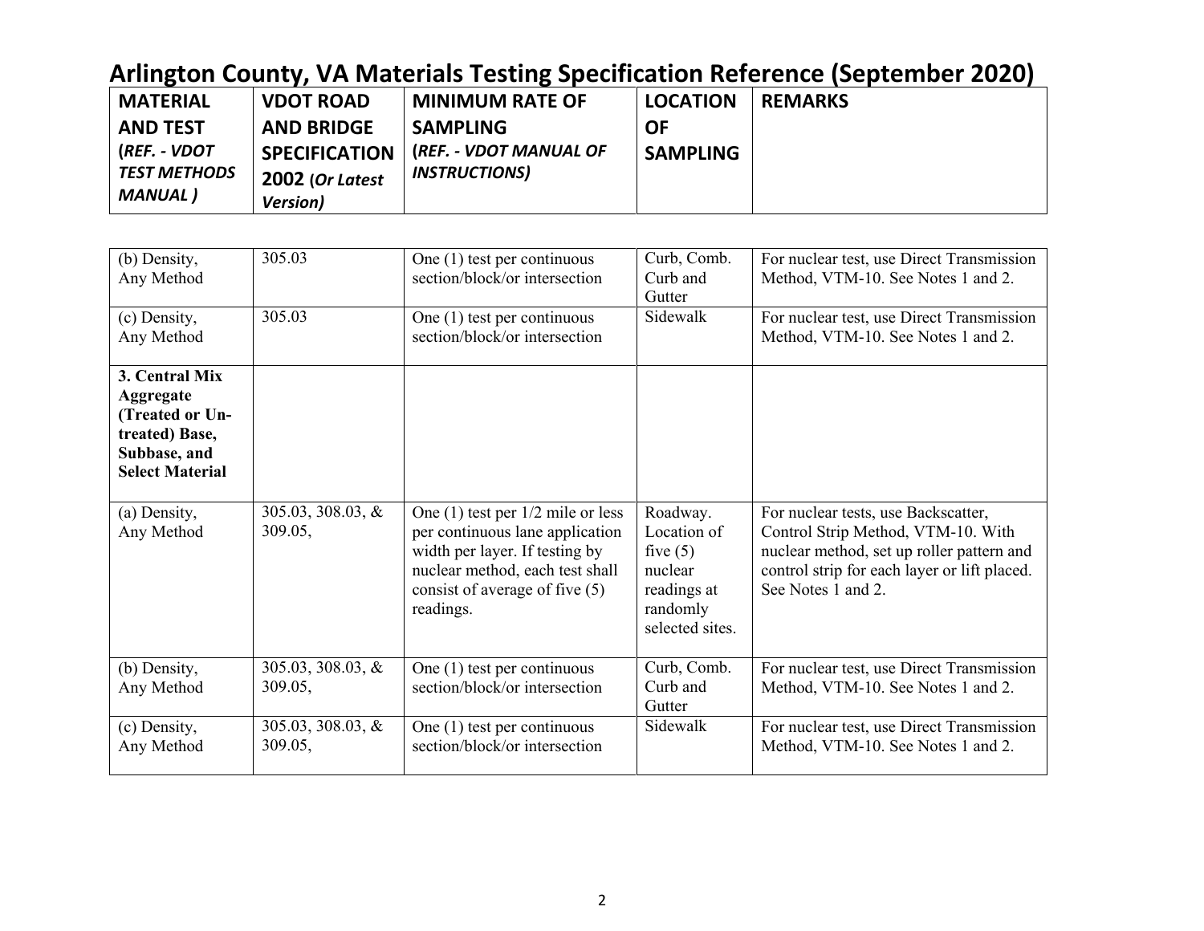# Arlington County, VA Materials Testing Specification Reference (September 2020)

| MATERIAL AND TEST (*REF. - VDOT TEST METHODS MANUAL*) | VDOT ROAD AND BRIDGE SPECIFICATION 2002 (*Or Latest Version*) | MINIMUM RATE OF SAMPLING (*REF. - VDOT MANUAL OF INSTRUCTIONS*) | LOCATION OF SAMPLING | REMARKS |
|---|---|---|---|---|
| (b) Density, Any Method | 305.03 | One (1) test per continuous section/block/or intersection | Curb, Comb. Curb and Gutter | For nuclear test, use Direct Transmission Method, VTM-10. See Notes 1 and 2. |
| (c) Density, Any Method | 305.03 | One (1) test per continuous section/block/or intersection | Sidewalk | For nuclear test, use Direct Transmission Method, VTM-10. See Notes 1 and 2. |
| **3. Central Mix Aggregate (Treated or Un-treated) Base, Subbase, and Select Material** | | | | |
| (a) Density, Any Method | 305.03, 308.03, & 309.05, | One (1) test per 1/2 mile or less per continuous lane application width per layer. If testing by nuclear method, each test shall consist of average of five (5) readings. | Roadway. Location of five (5) nuclear readings at randomly selected sites. | For nuclear tests, use Backscatter, Control Strip Method, VTM-10. With nuclear method, set up roller pattern and control strip for each layer or lift placed. See Notes 1 and 2. |
| (b) Density, Any Method | 305.03, 308.03, & 309.05, | One (1) test per continuous section/block/or intersection | Curb, Comb. Curb and Gutter | For nuclear test, use Direct Transmission Method, VTM-10. See Notes 1 and 2. |
| (c) Density, Any Method | 305.03, 308.03, & 309.05, | One (1) test per continuous section/block/or intersection | Sidewalk | For nuclear test, use Direct Transmission Method, VTM-10. See Notes 1 and 2. |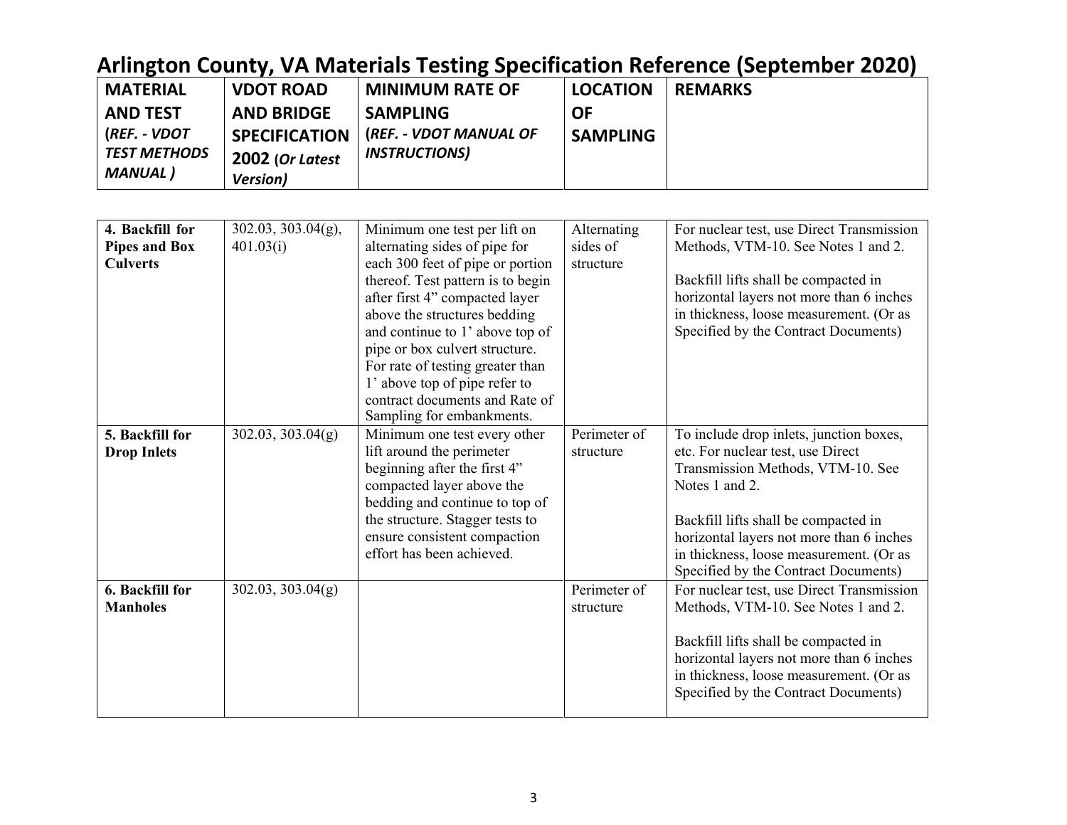# Arlington County, VA Materials Testing Specification Reference (September 2020)

| MATERIAL AND TEST (*REF. - VDOT TEST METHODS MANUAL* ) | VDOT ROAD AND BRIDGE SPECIFICATION 2002 (*Or Latest Version)* | MINIMUM RATE OF SAMPLING (*REF. - VDOT MANUAL OF INSTRUCTIONS)* | LOCATION OF SAMPLING | REMARKS |
|---|---|---|---|---|
| **4. Backfill for Pipes and Box Culverts** | 302.03, 303.04(g), 401.03(i) | Minimum one test per lift on alternating sides of pipe for each 300 feet of pipe or portion thereof. Test pattern is to begin after first 4" compacted layer above the structures bedding and continue to 1' above top of pipe or box culvert structure. For rate of testing greater than 1' above top of pipe refer to contract documents and Rate of Sampling for embankments. | Alternating sides of structure | For nuclear test, use Direct Transmission Methods, VTM-10. See Notes 1 and 2.<br><br>Backfill lifts shall be compacted in horizontal layers not more than 6 inches in thickness, loose measurement. (Or as Specified by the Contract Documents) |
| **5. Backfill for Drop Inlets** | 302.03, 303.04(g) | Minimum one test every other lift around the perimeter beginning after the first 4" compacted layer above the bedding and continue to top of the structure. Stagger tests to ensure consistent compaction effort has been achieved. | Perimeter of structure | To include drop inlets, junction boxes, etc. For nuclear test, use Direct Transmission Methods, VTM-10. See Notes 1 and 2.<br><br>Backfill lifts shall be compacted in horizontal layers not more than 6 inches in thickness, loose measurement. (Or as Specified by the Contract Documents) |
| **6. Backfill for Manholes** | 302.03, 303.04(g) | | Perimeter of structure | For nuclear test, use Direct Transmission Methods, VTM-10. See Notes 1 and 2.<br><br>Backfill lifts shall be compacted in horizontal layers not more than 6 inches in thickness, loose measurement. (Or as Specified by the Contract Documents) |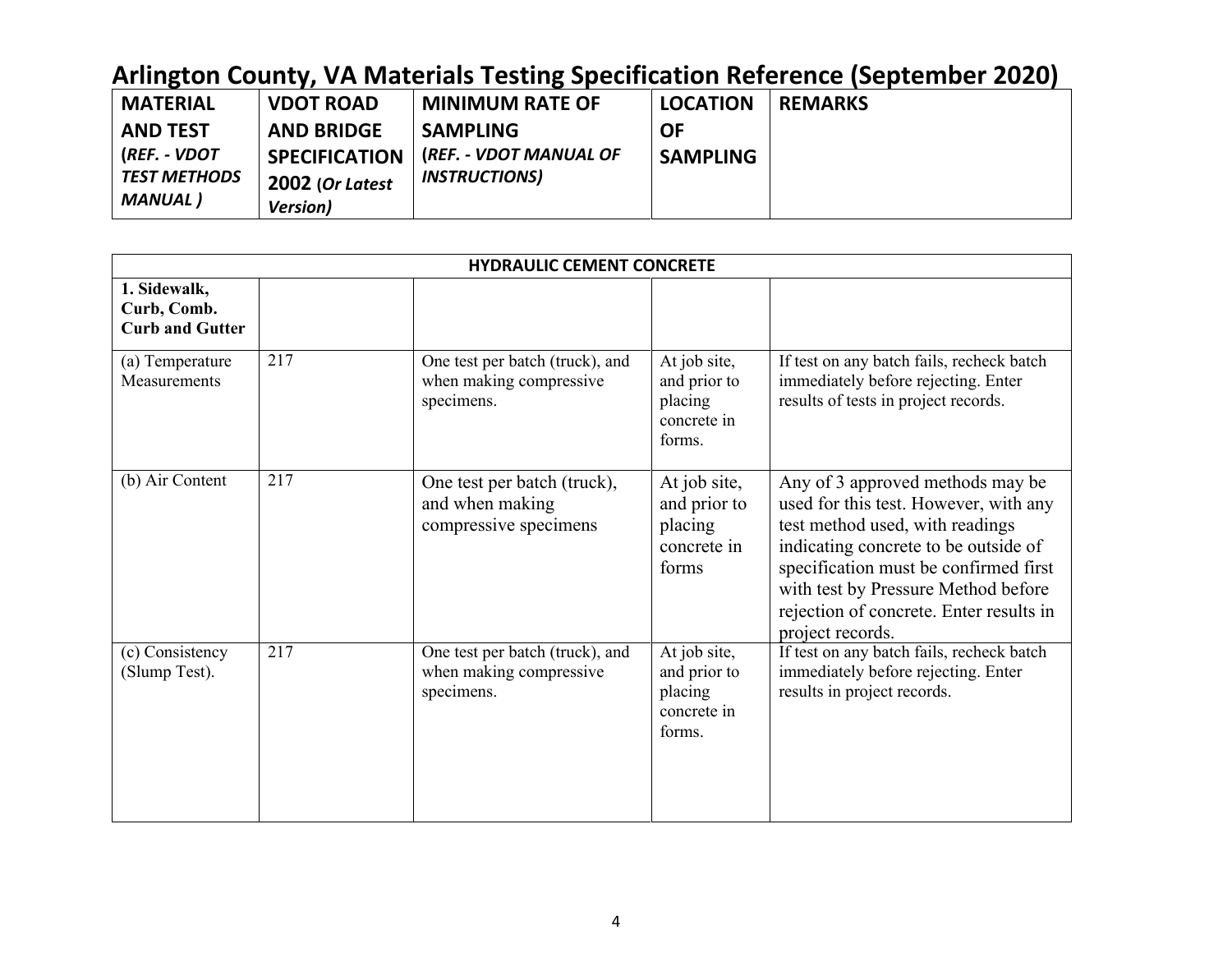# Arlington County, VA Materials Testing Specification Reference (September 2020)

| MATERIAL AND TEST (*REF. - VDOT TEST METHODS MANUAL )* | VDOT ROAD AND BRIDGE SPECIFICATION 2002 (*Or Latest Version)* | MINIMUM RATE OF SAMPLING (*REF. - VDOT MANUAL OF INSTRUCTIONS)* | LOCATION OF SAMPLING | REMARKS |
|---|---|---|---|---|
| **HYDRAULIC CEMENT CONCRETE** | | | | |
| **1. Sidewalk, Curb, Comb. Curb and Gutter** | | | | |
| (a) Temperature Measurements | 217 | One test per batch (truck), and when making compressive specimens. | At job site, and prior to placing concrete in forms. | If test on any batch fails, recheck batch immediately before rejecting. Enter results of tests in project records. |
| (b) Air Content | 217 | One test per batch (truck), and when making compressive specimens | At job site, and prior to placing concrete in forms | Any of 3 approved methods may be used for this test. However, with any test method used, with readings indicating concrete to be outside of specification must be confirmed first with test by Pressure Method before rejection of concrete. Enter results in project records. |
| (c) Consistency (Slump Test). | 217 | One test per batch (truck), and when making compressive specimens. | At job site, and prior to placing concrete in forms. | If test on any batch fails, recheck batch immediately before rejecting. Enter results in project records. |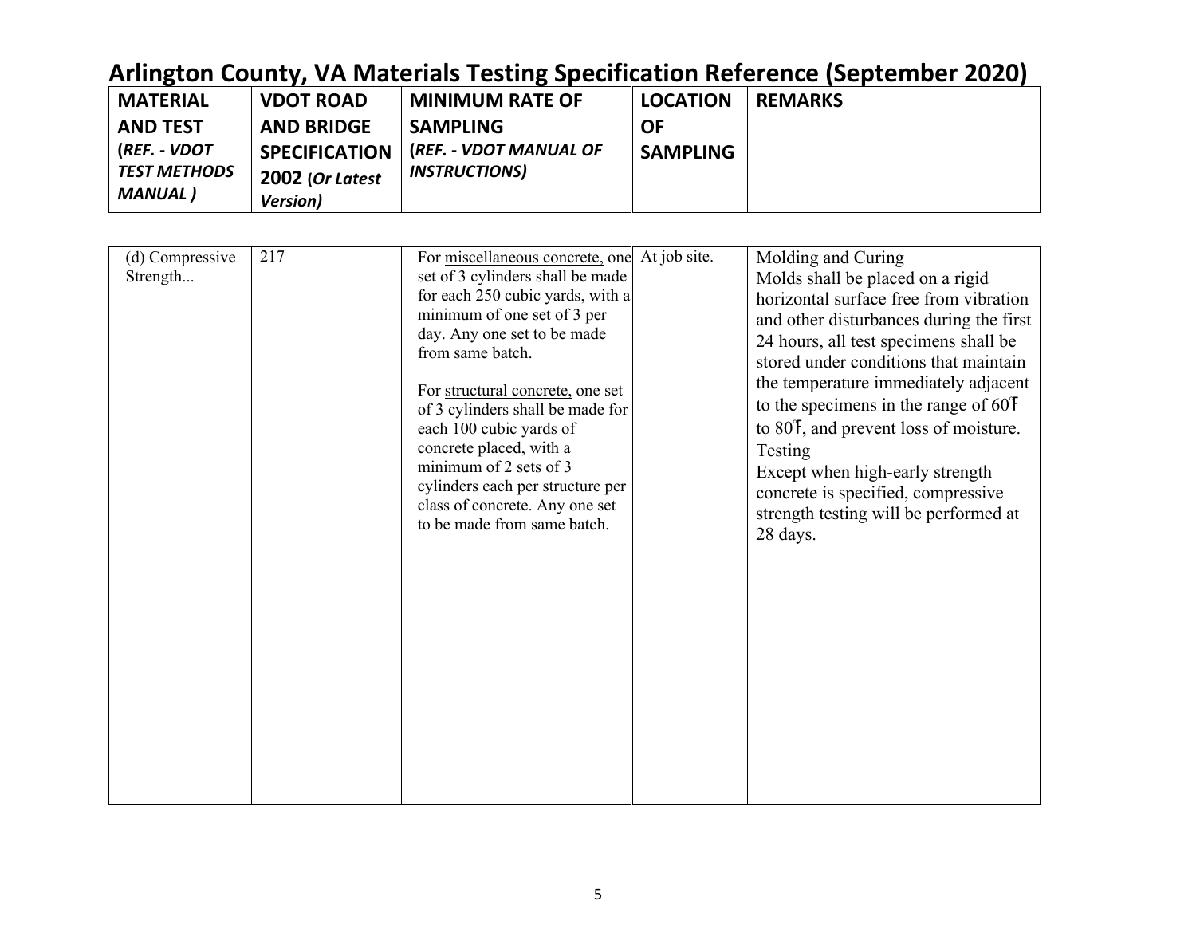# Arlington County, VA Materials Testing Specification Reference (September 2020)

| **MATERIAL AND TEST** (*REF. - VDOT TEST METHODS MANUAL*) | **VDOT ROAD AND BRIDGE SPECIFICATION 2002** (*Or Latest Version*) | **MINIMUM RATE OF SAMPLING** (*REF. - VDOT MANUAL OF INSTRUCTIONS*) | **LOCATION OF SAMPLING** | **REMARKS** |
|---|---|---|---|---|
| (d) Compressive Strength... | 217 | For miscellaneous concrete, one set of 3 cylinders shall be made for each 250 cubic yards, with a minimum of one set of 3 per day. Any one set to be made from same batch.<br><br>For structural concrete, one set of 3 cylinders shall be made for each 100 cubic yards of concrete placed, with a minimum of 2 sets of 3 cylinders each per structure per class of concrete. Any one set to be made from same batch. | At job site. | Molding and Curing<br>Molds shall be placed on a rigid horizontal surface free from vibration and other disturbances during the first 24 hours, all test specimens shall be stored under conditions that maintain the temperature immediately adjacent to the specimens in the range of 60°F to 80°F, and prevent loss of moisture.<br>Testing<br>Except when high-early strength concrete is specified, compressive strength testing will be performed at 28 days. |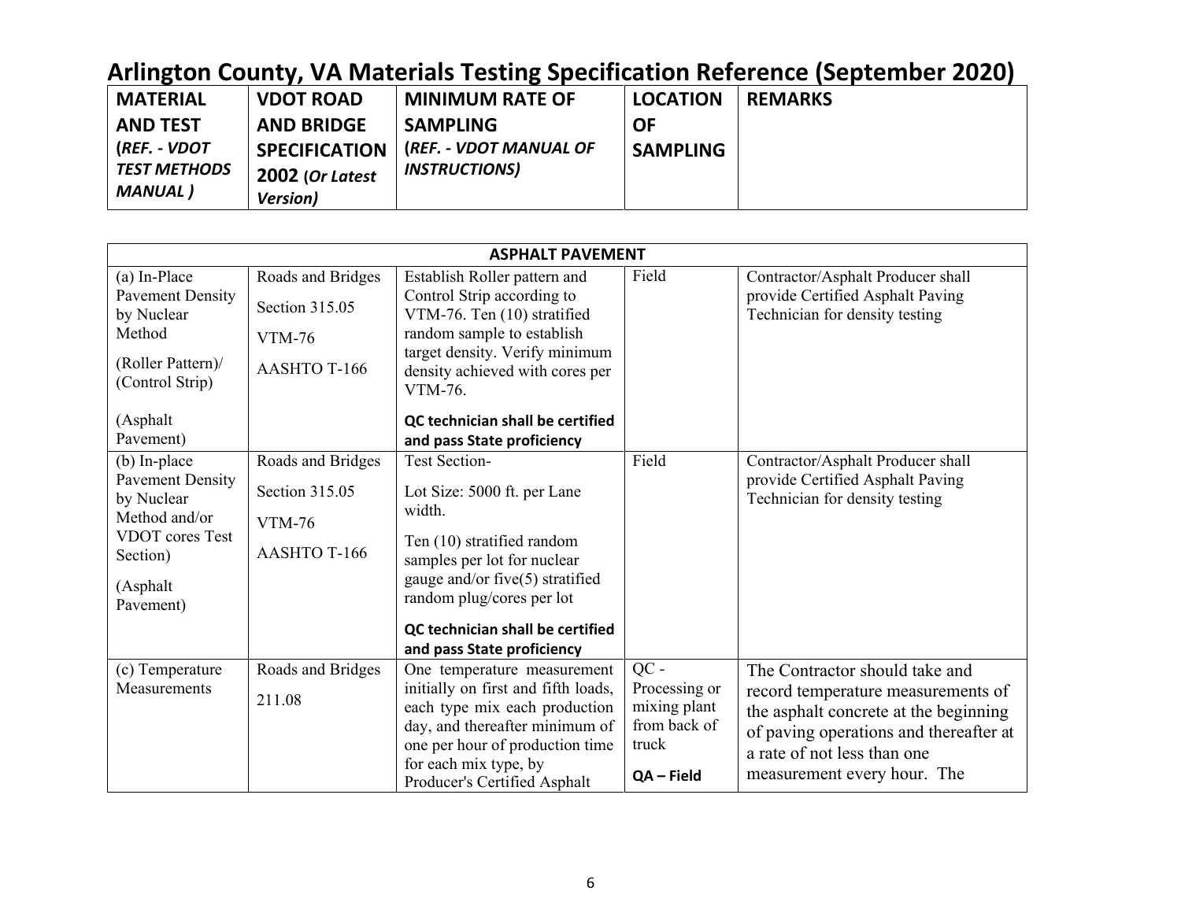# Arlington County, VA Materials Testing Specification Reference (September 2020)

| **MATERIAL AND TEST (*REF. - VDOT TEST METHODS MANUAL*)** | **VDOT ROAD AND BRIDGE SPECIFICATION 2002 (*Or Latest Version*)** | **MINIMUM RATE OF SAMPLING (*REF. - VDOT MANUAL OF INSTRUCTIONS*)** | **LOCATION OF SAMPLING** | **REMARKS** |
|---|---|---|---|---|
| **ASPHALT PAVEMENT** | | | | |
| (a) In-Place Pavement Density by Nuclear Method<br><br>(Roller Pattern)/ (Control Strip)<br><br>(Asphalt Pavement) | Roads and Bridges<br><br>Section 315.05<br><br>VTM-76<br><br>AASHTO T-166 | Establish Roller pattern and Control Strip according to VTM-76. Ten (10) stratified random sample to establish target density. Verify minimum density achieved with cores per VTM-76.<br><br>**QC technician shall be certified and pass State proficiency** | Field | Contractor/Asphalt Producer shall provide Certified Asphalt Paving Technician for density testing |
| (b) In-place Pavement Density by Nuclear Method and/or VDOT cores Test Section)<br><br>(Asphalt Pavement) | Roads and Bridges<br><br>Section 315.05<br><br>VTM-76<br><br>AASHTO T-166 | Test Section-<br><br>Lot Size: 5000 ft. per Lane width.<br><br>Ten (10) stratified random samples per lot for nuclear gauge and/or five(5) stratified random plug/cores per lot<br><br>**QC technician shall be certified and pass State proficiency** | Field | Contractor/Asphalt Producer shall provide Certified Asphalt Paving Technician for density testing |
| (c) Temperature Measurements | Roads and Bridges<br><br>211.08 | One temperature measurement initially on first and fifth loads, each type mix each production day, and thereafter minimum of one per hour of production time for each mix type, by Producer's Certified Asphalt | QC - Processing or mixing plant from back of truck<br><br>**QA – Field** | The Contractor should take and record temperature measurements of the asphalt concrete at the beginning of paving operations and thereafter at a rate of not less than one measurement every hour. The |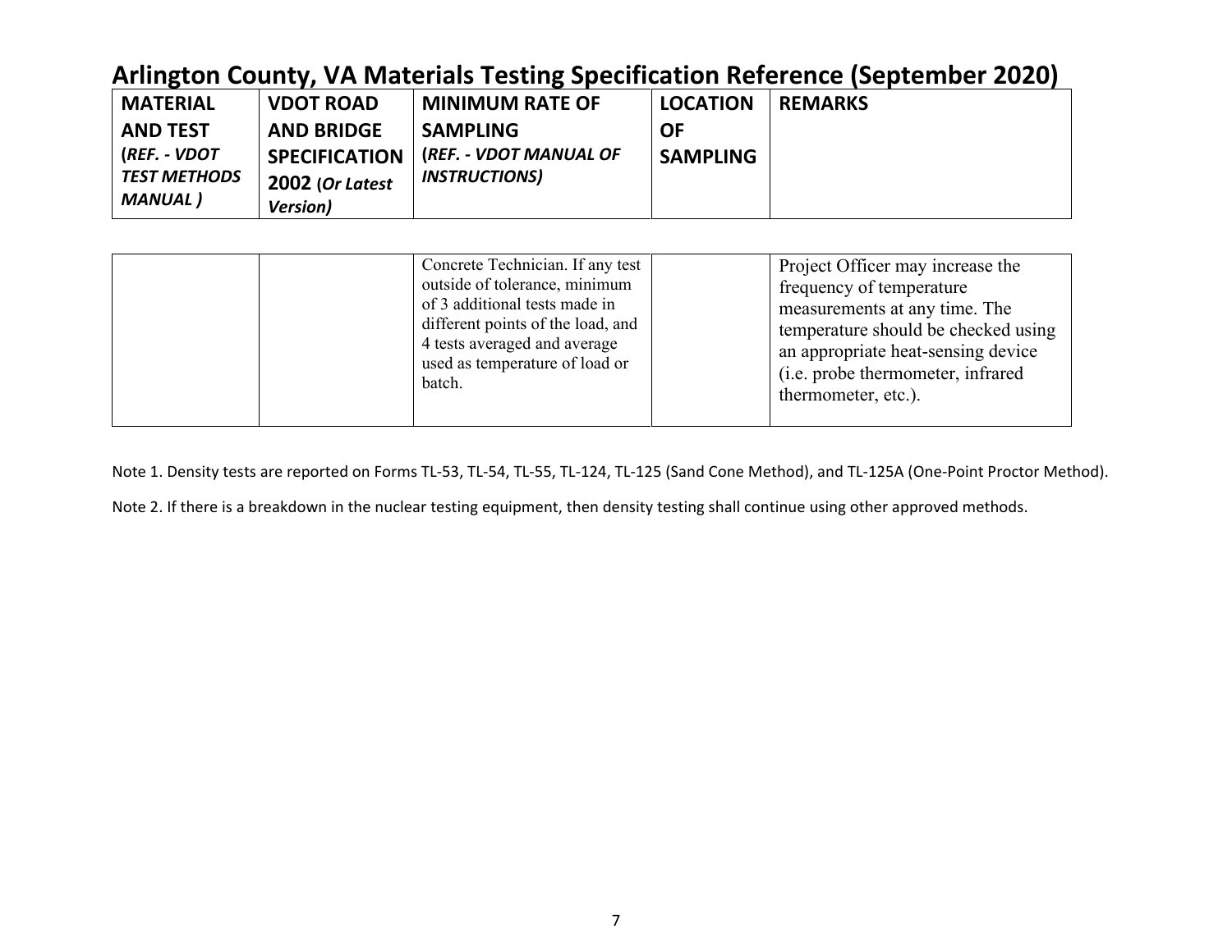# Arlington County, VA Materials Testing Specification Reference (September 2020)

| **MATERIAL AND TEST** (*REF. - VDOT TEST METHODS MANUAL*) | **VDOT ROAD AND BRIDGE SPECIFICATION 2002** (*Or Latest Version*) | **MINIMUM RATE OF SAMPLING** (*REF. - VDOT MANUAL OF INSTRUCTIONS*) | **LOCATION OF SAMPLING** | **REMARKS** |
|---|---|---|---|---|
| | | Concrete Technician. If any test outside of tolerance, minimum of 3 additional tests made in different points of the load, and 4 tests averaged and average used as temperature of load or batch. | | Project Officer may increase the frequency of temperature measurements at any time. The temperature should be checked using an appropriate heat-sensing device (i.e. probe thermometer, infrared thermometer, etc.). |

Note 1. Density tests are reported on Forms TL-53, TL-54, TL-55, TL-124, TL-125 (Sand Cone Method), and TL-125A (One-Point Proctor Method).

Note 2. If there is a breakdown in the nuclear testing equipment, then density testing shall continue using other approved methods.